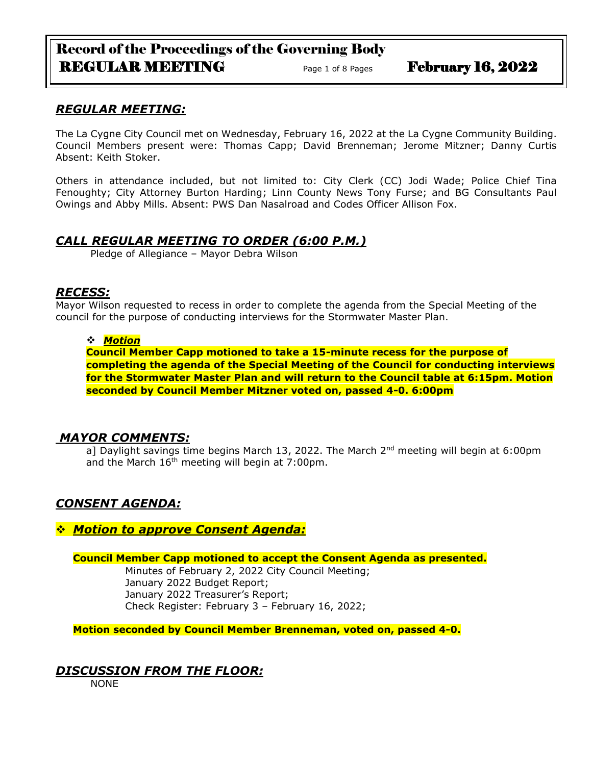## *REGULAR MEETING:*

The La Cygne City Council met on Wednesday, February 16, 2022 at the La Cygne Community Building. Council Members present were: Thomas Capp; David Brenneman; Jerome Mitzner; Danny Curtis Absent: Keith Stoker.

Others in attendance included, but not limited to: City Clerk (CC) Jodi Wade; Police Chief Tina Fenoughty; City Attorney Burton Harding; Linn County News Tony Furse; and BG Consultants Paul Owings and Abby Mills. Absent: PWS Dan Nasalroad and Codes Officer Allison Fox.

## *CALL REGULAR MEETING TO ORDER (6:00 P.M.)*

Pledge of Allegiance – Mayor Debra Wilson

## *RECESS:*

Mayor Wilson requested to recess in order to complete the agenda from the Special Meeting of the council for the purpose of conducting interviews for the Stormwater Master Plan.

- ***Motion***

**Council Member Capp motioned to take a 15-minute recess for the purpose of completing the agenda of the Special Meeting of the Council for conducting interviews for the Stormwater Master Plan and will return to the Council table at 6:15pm. Motion seconded by Council Member Mitzner voted on, passed 4-0. 6:00pm**

## *MAYOR COMMENTS:*

a] Daylight savings time begins March 13, 2022. The March 2nd meeting will begin at 6:00pm and the March 16th meeting will begin at 7:00pm.

## *CONSENT AGENDA:*

### *Motion to approve Consent Agenda:*

**Council Member Capp motioned to accept the Consent Agenda as presented.**

Minutes of February 2, 2022 City Council Meeting;
January 2022 Budget Report;
January 2022 Treasurer's Report;
Check Register: February 3 – February 16, 2022;

**Motion seconded by Council Member Brenneman, voted on, passed 4-0.**

## *DISCUSSION FROM THE FLOOR:*

NONE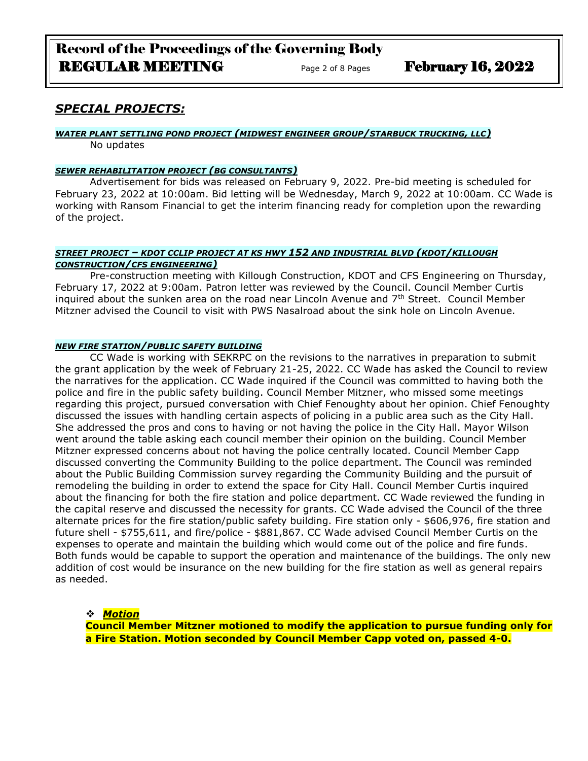## *SPECIAL PROJECTS:*

***WATER PLANT SETTLING POND PROJECT (MIDWEST ENGINEER GROUP/STARBUCK TRUCKING, LLC)***

No updates

***SEWER REHABILITATION PROJECT (BG CONSULTANTS)***

Advertisement for bids was released on February 9, 2022. Pre-bid meeting is scheduled for February 23, 2022 at 10:00am. Bid letting will be Wednesday, March 9, 2022 at 10:00am. CC Wade is working with Ransom Financial to get the interim financing ready for completion upon the rewarding of the project.

***STREET PROJECT – KDOT CCLIP PROJECT AT KS HWY 152 AND INDUSTRIAL BLVD (KDOT/KILLOUGH CONSTRUCTION/CFS ENGINEERING)***

Pre-construction meeting with Killough Construction, KDOT and CFS Engineering on Thursday, February 17, 2022 at 9:00am. Patron letter was reviewed by the Council. Council Member Curtis inquired about the sunken area on the road near Lincoln Avenue and 7th Street. Council Member Mitzner advised the Council to visit with PWS Nasalroad about the sink hole on Lincoln Avenue.

***NEW FIRE STATION/PUBLIC SAFETY BUILDING***

CC Wade is working with SEKRPC on the revisions to the narratives in preparation to submit the grant application by the week of February 21-25, 2022. CC Wade has asked the Council to review the narratives for the application. CC Wade inquired if the Council was committed to having both the police and fire in the public safety building. Council Member Mitzner, who missed some meetings regarding this project, pursued conversation with Chief Fenoughty about her opinion. Chief Fenoughty discussed the issues with handling certain aspects of policing in a public area such as the City Hall. She addressed the pros and cons to having or not having the police in the City Hall. Mayor Wilson went around the table asking each council member their opinion on the building. Council Member Mitzner expressed concerns about not having the police centrally located. Council Member Capp discussed converting the Community Building to the police department. The Council was reminded about the Public Building Commission survey regarding the Community Building and the pursuit of remodeling the building in order to extend the space for City Hall. Council Member Curtis inquired about the financing for both the fire station and police department. CC Wade reviewed the funding in the capital reserve and discussed the necessity for grants. CC Wade advised the Council of the three alternate prices for the fire station/public safety building. Fire station only - $606,976, fire station and future shell - $755,611, and fire/police - $881,867. CC Wade advised Council Member Curtis on the expenses to operate and maintain the building which would come out of the police and fire funds. Both funds would be capable to support the operation and maintenance of the buildings. The only new addition of cost would be insurance on the new building for the fire station as well as general repairs as needed.

- ***Motion***

  **Council Member Mitzner motioned to modify the application to pursue funding only for a Fire Station. Motion seconded by Council Member Capp voted on, passed 4-0.**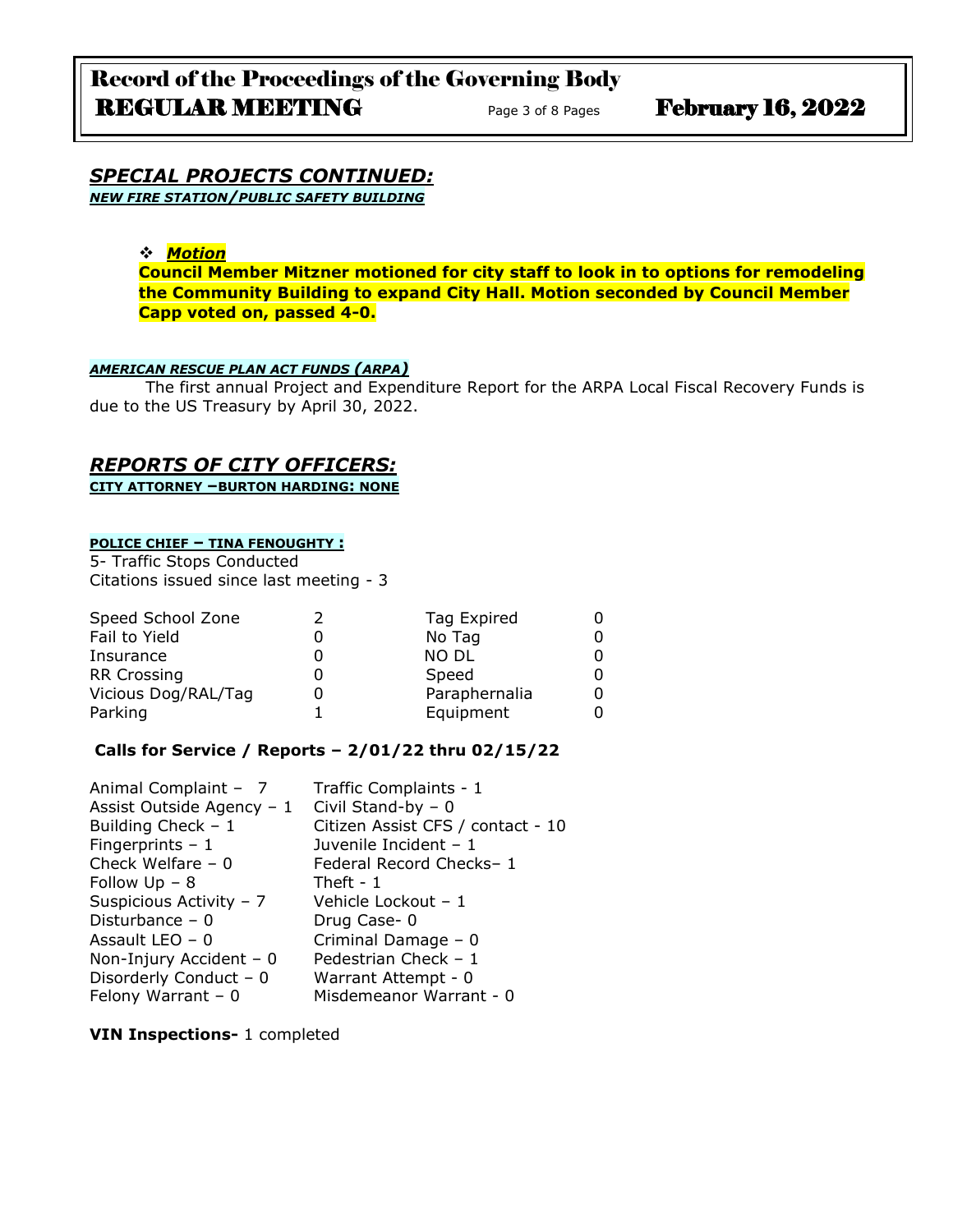## *SPECIAL PROJECTS CONTINUED:*

***NEW FIRE STATION/PUBLIC SAFETY BUILDING***

❖ ***Motion***

**Council Member Mitzner motioned for city staff to look in to options for remodeling the Community Building to expand City Hall. Motion seconded by Council Member Capp voted on, passed 4-0.**

***AMERICAN RESCUE PLAN ACT FUNDS (ARPA)***

The first annual Project and Expenditure Report for the ARPA Local Fiscal Recovery Funds is due to the US Treasury by April 30, 2022.

## *REPORTS OF CITY OFFICERS:*

**CITY ATTORNEY –BURTON HARDING: NONE**

**POLICE CHIEF – TINA FENOUGHTY :**

5- Traffic Stops Conducted
Citations issued since last meeting - 3

| | | | |
|---|---|---|---|
| Speed School Zone | 2 | Tag Expired | 0 |
| Fail to Yield | 0 | No Tag | 0 |
| Insurance | 0 | NO DL | 0 |
| RR Crossing | 0 | Speed | 0 |
| Vicious Dog/RAL/Tag | 0 | Paraphernalia | 0 |
| Parking | 1 | Equipment | 0 |

**Calls for Service / Reports – 2/01/22 thru 02/15/22**

| | |
|---|---|
| Animal Complaint – 7 | Traffic Complaints - 1 |
| Assist Outside Agency – 1 | Civil Stand-by – 0 |
| Building Check – 1 | Citizen Assist CFS / contact - 10 |
| Fingerprints – 1 | Juvenile Incident – 1 |
| Check Welfare – 0 | Federal Record Checks– 1 |
| Follow Up – 8 | Theft - 1 |
| Suspicious Activity – 7 | Vehicle Lockout – 1 |
| Disturbance – 0 | Drug Case- 0 |
| Assault LEO – 0 | Criminal Damage – 0 |
| Non-Injury Accident – 0 | Pedestrian Check – 1 |
| Disorderly Conduct – 0 | Warrant Attempt - 0 |
| Felony Warrant – 0 | Misdemeanor Warrant - 0 |

**VIN Inspections-** 1 completed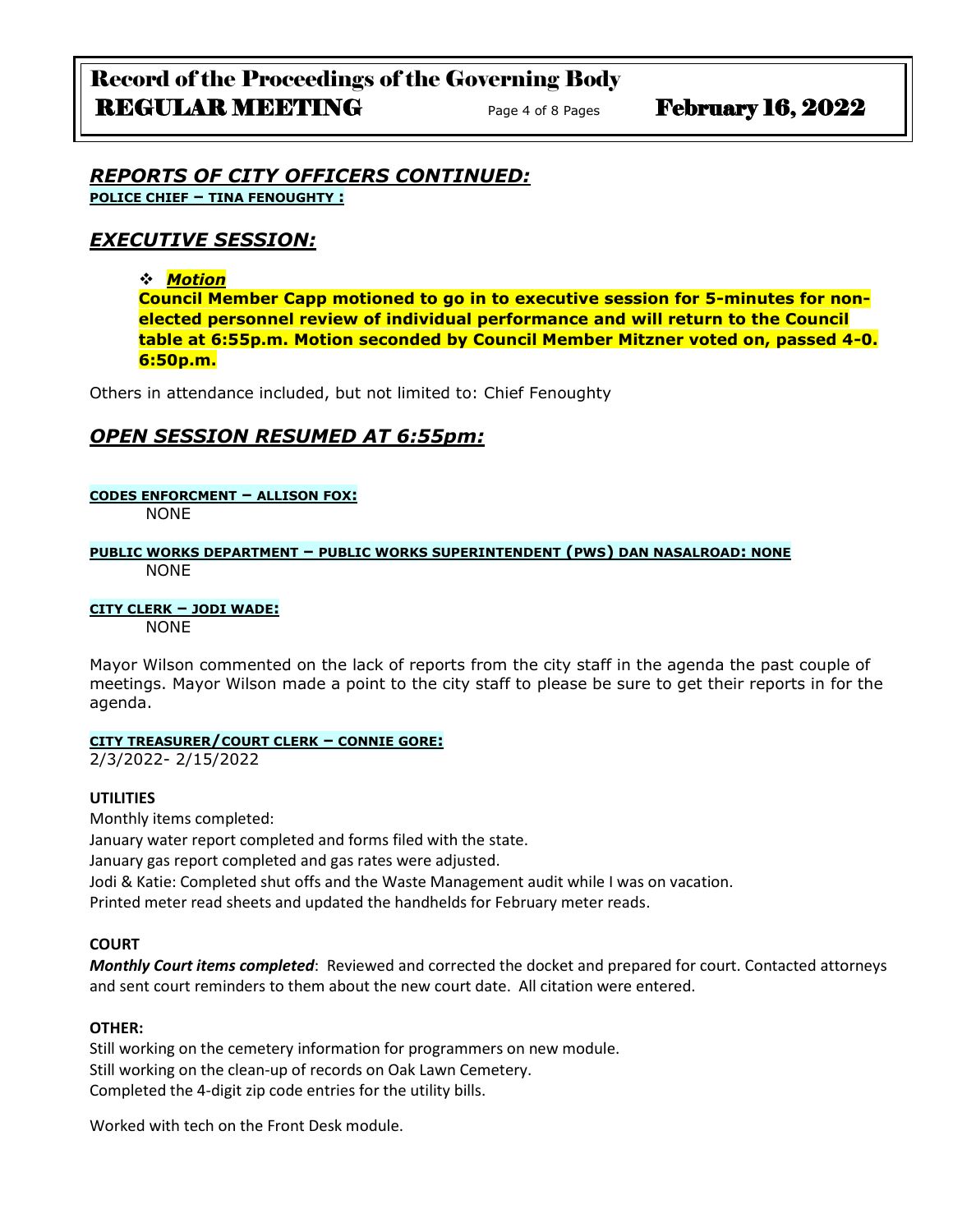## *REPORTS OF CITY OFFICERS CONTINUED:*

**POLICE CHIEF – TINA FENOUGHTY :**

## *EXECUTIVE SESSION:*

- ***Motion***

  **Council Member Capp motioned to go in to executive session for 5-minutes for non-elected personnel review of individual performance and will return to the Council table at 6:55p.m. Motion seconded by Council Member Mitzner voted on, passed 4-0. 6:50p.m.**

Others in attendance included, but not limited to: Chief Fenoughty

## *OPEN SESSION RESUMED AT 6:55pm:*

**CODES ENFORCMENT – ALLISON FOX:**

NONE

**PUBLIC WORKS DEPARTMENT – PUBLIC WORKS SUPERINTENDENT (PWS) DAN NASALROAD: NONE**

NONE

**CITY CLERK – JODI WADE:**

NONE

Mayor Wilson commented on the lack of reports from the city staff in the agenda the past couple of meetings. Mayor Wilson made a point to the city staff to please be sure to get their reports in for the agenda.

**CITY TREASURER/COURT CLERK – CONNIE GORE:**

2/3/2022- 2/15/2022

**UTILITIES**

Monthly items completed:
January water report completed and forms filed with the state.
January gas report completed and gas rates were adjusted.
Jodi & Katie: Completed shut offs and the Waste Management audit while I was on vacation.
Printed meter read sheets and updated the handhelds for February meter reads.

**COURT**

***Monthly Court items completed***: Reviewed and corrected the docket and prepared for court. Contacted attorneys and sent court reminders to them about the new court date. All citation were entered.

**OTHER:**

Still working on the cemetery information for programmers on new module.
Still working on the clean-up of records on Oak Lawn Cemetery.
Completed the 4-digit zip code entries for the utility bills.

Worked with tech on the Front Desk module.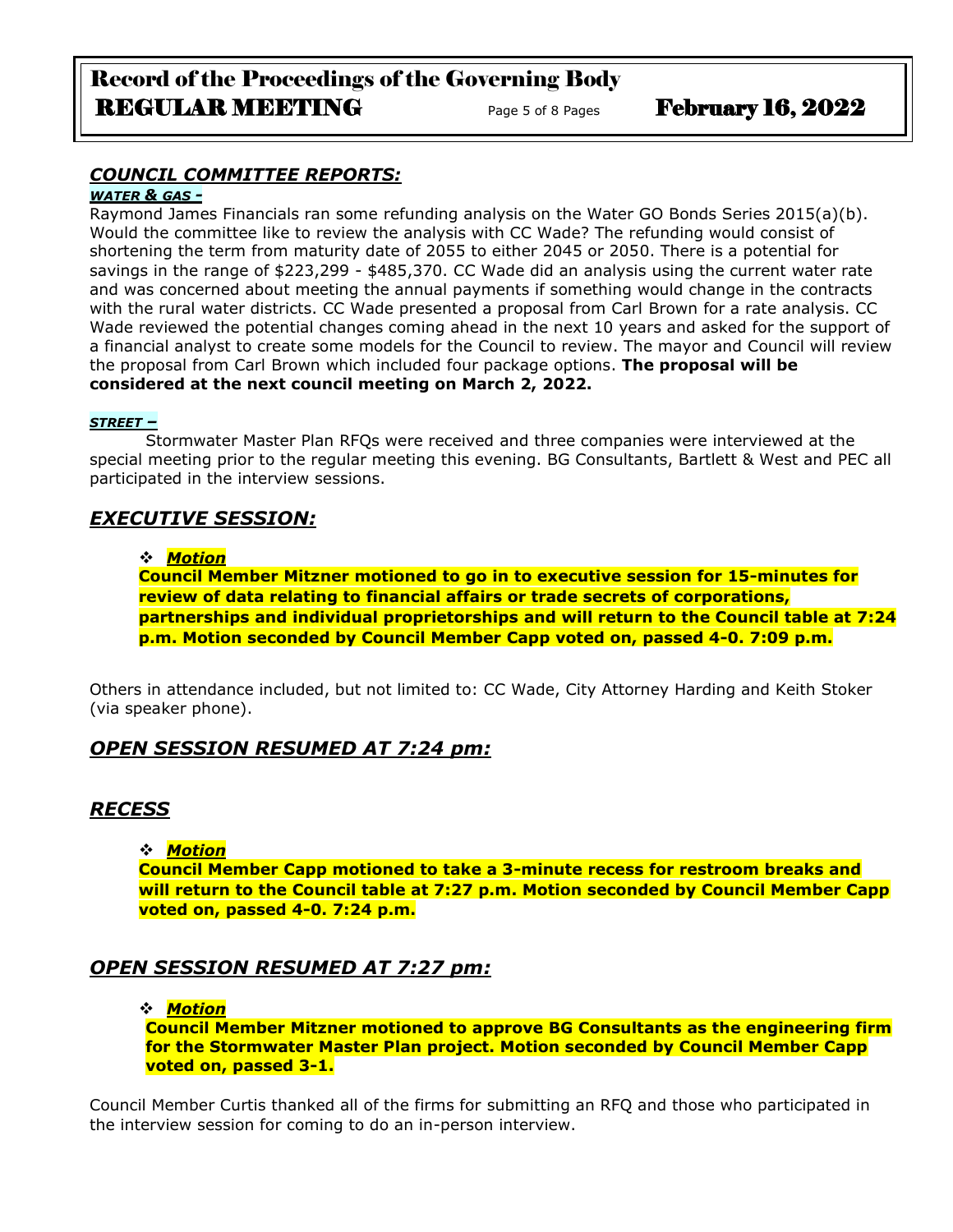## *COUNCIL COMMITTEE REPORTS:*

### *WATER & GAS -*

Raymond James Financials ran some refunding analysis on the Water GO Bonds Series 2015(a)(b). Would the committee like to review the analysis with CC Wade? The refunding would consist of shortening the term from maturity date of 2055 to either 2045 or 2050. There is a potential for savings in the range of $223,299 - $485,370. CC Wade did an analysis using the current water rate and was concerned about meeting the annual payments if something would change in the contracts with the rural water districts. CC Wade presented a proposal from Carl Brown for a rate analysis. CC Wade reviewed the potential changes coming ahead in the next 10 years and asked for the support of a financial analyst to create some models for the Council to review. The mayor and Council will review the proposal from Carl Brown which included four package options. **The proposal will be considered at the next council meeting on March 2, 2022.**

### *STREET –*

Stormwater Master Plan RFQs were received and three companies were interviewed at the special meeting prior to the regular meeting this evening. BG Consultants, Bartlett & West and PEC all participated in the interview sessions.

## *EXECUTIVE SESSION:*

- ***Motion***

**Council Member Mitzner motioned to go in to executive session for 15-minutes for review of data relating to financial affairs or trade secrets of corporations, partnerships and individual proprietorships and will return to the Council table at 7:24 p.m. Motion seconded by Council Member Capp voted on, passed 4-0. 7:09 p.m.**

Others in attendance included, but not limited to: CC Wade, City Attorney Harding and Keith Stoker (via speaker phone).

## *OPEN SESSION RESUMED AT 7:24 pm:*

## *RECESS*

- ***Motion***

**Council Member Capp motioned to take a 3-minute recess for restroom breaks and will return to the Council table at 7:27 p.m. Motion seconded by Council Member Capp voted on, passed 4-0. 7:24 p.m.**

## *OPEN SESSION RESUMED AT 7:27 pm:*

- ***Motion***

**Council Member Mitzner motioned to approve BG Consultants as the engineering firm for the Stormwater Master Plan project. Motion seconded by Council Member Capp voted on, passed 3-1.**

Council Member Curtis thanked all of the firms for submitting an RFQ and those who participated in the interview session for coming to do an in-person interview.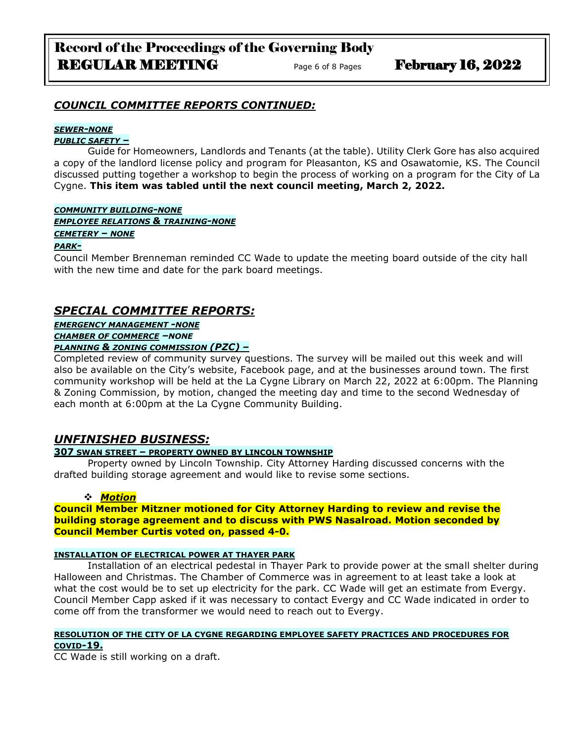## *COUNCIL COMMITTEE REPORTS CONTINUED:*

***SEWER-NONE***

***PUBLIC SAFETY –***

Guide for Homeowners, Landlords and Tenants (at the table). Utility Clerk Gore has also acquired a copy of the landlord license policy and program for Pleasanton, KS and Osawatomie, KS. The Council discussed putting together a workshop to begin the process of working on a program for the City of La Cygne. **This item was tabled until the next council meeting, March 2, 2022.**

***COMMUNITY BUILDING-NONE***

***EMPLOYEE RELATIONS & TRAINING-NONE***

***CEMETERY – NONE***

***PARK-***

Council Member Brenneman reminded CC Wade to update the meeting board outside of the city hall with the new time and date for the park board meetings.

## *SPECIAL COMMITTEE REPORTS:*

***EMERGENCY MANAGEMENT -NONE***

***CHAMBER OF COMMERCE –NONE***

***PLANNING & ZONING COMMISSION (PZC) –***

Completed review of community survey questions. The survey will be mailed out this week and will also be available on the City's website, Facebook page, and at the businesses around town. The first community workshop will be held at the La Cygne Library on March 22, 2022 at 6:00pm. The Planning & Zoning Commission, by motion, changed the meeting day and time to the second Wednesday of each month at 6:00pm at the La Cygne Community Building.

## *UNFINISHED BUSINESS:*

**307 SWAN STREET – PROPERTY OWNED BY LINCOLN TOWNSHIP**

Property owned by Lincoln Township. City Attorney Harding discussed concerns with the drafted building storage agreement and would like to revise some sections.

- ***Motion***

**Council Member Mitzner motioned for City Attorney Harding to review and revise the building storage agreement and to discuss with PWS Nasalroad. Motion seconded by Council Member Curtis voted on, passed 4-0.**

**INSTALLATION OF ELECTRICAL POWER AT THAYER PARK**

Installation of an electrical pedestal in Thayer Park to provide power at the small shelter during Halloween and Christmas. The Chamber of Commerce was in agreement to at least take a look at what the cost would be to set up electricity for the park. CC Wade will get an estimate from Evergy. Council Member Capp asked if it was necessary to contact Evergy and CC Wade indicated in order to come off from the transformer we would need to reach out to Evergy.

**RESOLUTION OF THE CITY OF LA CYGNE REGARDING EMPLOYEE SAFETY PRACTICES AND PROCEDURES FOR COVID-19.**

CC Wade is still working on a draft.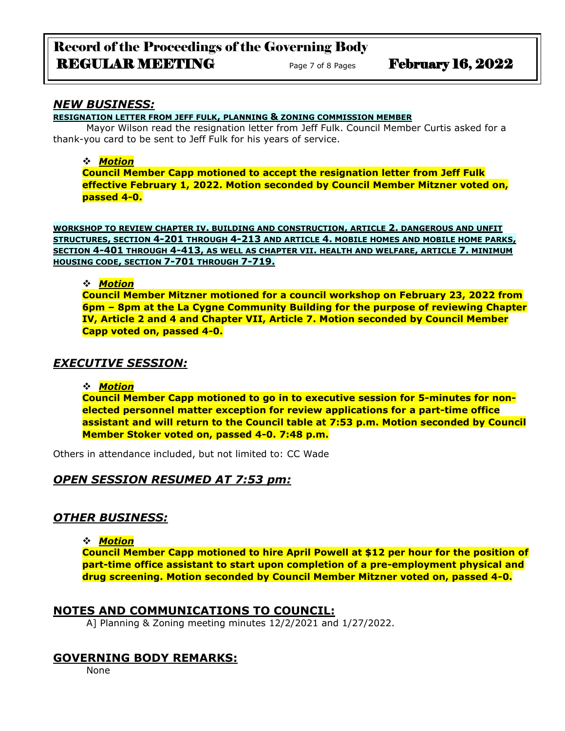## *NEW BUSINESS:*

**RESIGNATION LETTER FROM JEFF FULK, PLANNING & ZONING COMMISSION MEMBER**

Mayor Wilson read the resignation letter from Jeff Fulk. Council Member Curtis asked for a thank-you card to be sent to Jeff Fulk for his years of service.

- ***Motion***

  **Council Member Capp motioned to accept the resignation letter from Jeff Fulk effective February 1, 2022. Motion seconded by Council Member Mitzner voted on, passed 4-0.**

**WORKSHOP TO REVIEW CHAPTER IV. BUILDING AND CONSTRUCTION, ARTICLE 2. DANGEROUS AND UNFIT STRUCTURES, SECTION 4-201 THROUGH 4-213 AND ARTICLE 4. MOBILE HOMES AND MOBILE HOME PARKS, SECTION 4-401 THROUGH 4-413, AS WELL AS CHAPTER VII. HEALTH AND WELFARE, ARTICLE 7. MINIMUM HOUSING CODE, SECTION 7-701 THROUGH 7-719.**

- ***Motion***

  **Council Member Mitzner motioned for a council workshop on February 23, 2022 from 6pm – 8pm at the La Cygne Community Building for the purpose of reviewing Chapter IV, Article 2 and 4 and Chapter VII, Article 7. Motion seconded by Council Member Capp voted on, passed 4-0.**

## *EXECUTIVE SESSION:*

- ***Motion***

  **Council Member Capp motioned to go in to executive session for 5-minutes for non-elected personnel matter exception for review applications for a part-time office assistant and will return to the Council table at 7:53 p.m. Motion seconded by Council Member Stoker voted on, passed 4-0. 7:48 p.m.**

Others in attendance included, but not limited to: CC Wade

## *OPEN SESSION RESUMED AT 7:53 pm:*

## *OTHER BUSINESS:*

- ***Motion***

  **Council Member Capp motioned to hire April Powell at $12 per hour for the position of part-time office assistant to start upon completion of a pre-employment physical and drug screening. Motion seconded by Council Member Mitzner voted on, passed 4-0.**

## NOTES AND COMMUNICATIONS TO COUNCIL:

A] Planning & Zoning meeting minutes 12/2/2021 and 1/27/2022.

## GOVERNING BODY REMARKS:

None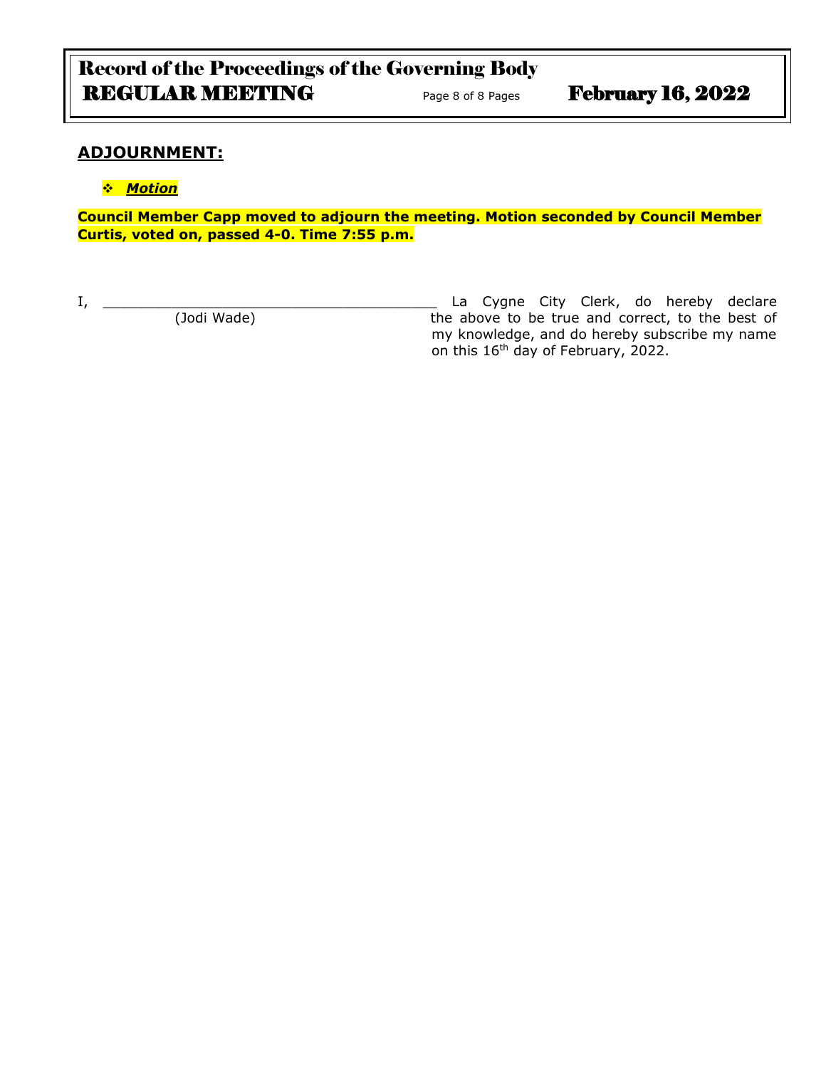## ADJOURNMENT:

❖ ***Motion***

**Council Member Capp moved to adjourn the meeting. Motion seconded by Council Member Curtis, voted on, passed 4-0. Time 7:55 p.m.**

I, ________________________________________ La Cygne City Clerk, do hereby declare the above to be true and correct, to the best of my knowledge, and do hereby subscribe my name on this 16th day of February, 2022.

(Jodi Wade)